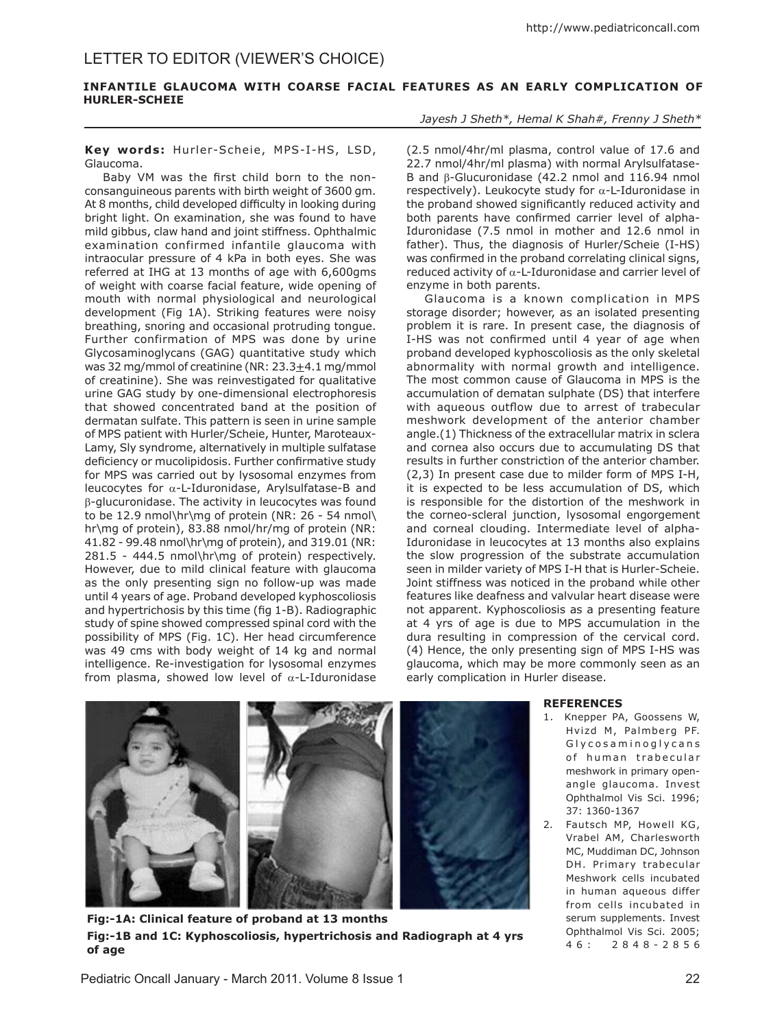# LETTER TO EDITOR (VIEWER'S CHOICE)

## INFANTILE GLAUCOMA WITH COARSE FACIAL FEATURES AS AN EARLY COMPLICATION OF HURLER-SCHEIE

*Jayesh J Sheth\*, Hemal K Shah#, Frenny J Sheth\**

**Key words:** Hurler-Scheie, MPS-I-HS, LSD, Glaucoma.

Baby VM was the first child born to the non-consanguineous parents with birth weight of 3600 gm. At 8 months, child developed difficulty in looking during bright light. On examination, she was found to have mild gibbus, claw hand and joint stiffness. Ophthalmic examination confirmed infantile glaucoma with intraocular pressure of 4 kPa in both eyes. She was referred at IHG at 13 months of age with 6,600gms of weight with coarse facial feature, wide opening of mouth with normal physiological and neurological development (Fig 1A). Striking features were noisy breathing, snoring and occasional protruding tongue. Further confirmation of MPS was done by urine Glycosaminoglycans (GAG) quantitative study which was 32 mg/mmol of creatinine (NR: 23.3$\pm$4.1 mg/mmol of creatinine). She was reinvestigated for qualitative urine GAG study by one-dimensional electrophoresis that showed concentrated band at the position of dermatan sulfate. This pattern is seen in urine sample of MPS patient with Hurler/Scheie, Hunter, Maroteaux-Lamy, Sly syndrome, alternatively in multiple sulfatase deficiency or mucolipidosis. Further confirmative study for MPS was carried out by lysosomal enzymes from leucocytes for $\alpha$-L-Iduronidase, Arylsulfatase-B and $\beta$-glucuronidase. The activity in leucocytes was found to be 12.9 nmol\hr\mg of protein (NR: 26 - 54 nmol\hr\mg of protein), 83.88 nmol/hr/mg of protein (NR: 41.82 - 99.48 nmol\hr\mg of protein), and 319.01 (NR: 281.5 - 444.5 nmol\hr\mg of protein) respectively. However, due to mild clinical feature with glaucoma as the only presenting sign no follow-up was made until 4 years of age. Proband developed kyphoscoliosis and hypertrichosis by this time (fig 1-B). Radiographic study of spine showed compressed spinal cord with the possibility of MPS (Fig. 1C). Her head circumference was 49 cms with body weight of 14 kg and normal intelligence. Re-investigation for lysosomal enzymes from plasma, showed low level of $\alpha$-L-Iduronidase (2.5 nmol/4hr/ml plasma, control value of 17.6 and 22.7 nmol/4hr/ml plasma) with normal Arylsulfatase-B and $\beta$-Glucuronidase (42.2 nmol and 116.94 nmol respectively). Leukocyte study for $\alpha$-L-Iduronidase in the proband showed significantly reduced activity and both parents have confirmed carrier level of alpha-Iduronidase (7.5 nmol in mother and 12.6 nmol in father). Thus, the diagnosis of Hurler/Scheie (I-HS) was confirmed in the proband correlating clinical signs, reduced activity of $\alpha$-L-Iduronidase and carrier level of enzyme in both parents.

Glaucoma is a known complication in MPS storage disorder; however, as an isolated presenting problem it is rare. In present case, the diagnosis of I-HS was not confirmed until 4 year of age when proband developed kyphoscoliosis as the only skeletal abnormality with normal growth and intelligence. The most common cause of Glaucoma in MPS is the accumulation of dematan sulphate (DS) that interfere with aqueous outflow due to arrest of trabecular meshwork development of the anterior chamber angle.(1) Thickness of the extracellular matrix in sclera and cornea also occurs due to accumulating DS that results in further constriction of the anterior chamber.(2,3) In present case due to milder form of MPS I-H, it is expected to be less accumulation of DS, which is responsible for the distortion of the meshwork in the corneo-scleral junction, lysosomal engorgement and corneal clouding. Intermediate level of alpha-Iduronidase in leucocytes at 13 months also explains the slow progression of the substrate accumulation seen in milder variety of MPS I-H that is Hurler-Scheie. Joint stiffness was noticed in the proband while other features like deafness and valvular heart disease were not apparent. Kyphoscoliosis as a presenting feature at 4 yrs of age is due to MPS accumulation in the dura resulting in compression of the cervical cord.(4) Hence, the only presenting sign of MPS I-HS was glaucoma, which may be more commonly seen as an early complication in Hurler disease.

**Fig:-1A: Clinical feature of proband at 13 months**

**Fig:-1B and 1C: Kyphoscoliosis, hypertrichosis and Radiograph at 4 yrs of age**

### REFERENCES

1. Knepper PA, Goossens W, Hvizd M, Palmberg PF. Glycosaminoglycans of human trabecular meshwork in primary open-angle glaucoma. Invest Ophthalmol Vis Sci. 1996; 37: 1360-1367
2. Fautsch MP, Howell KG, Vrabel AM, Charlesworth MC, Muddiman DC, Johnson DH. Primary trabecular Meshwork cells incubated in human aqueous differ from cells incubated in serum supplements. Invest Ophthalmol Vis Sci. 2005; 46: 2848-2856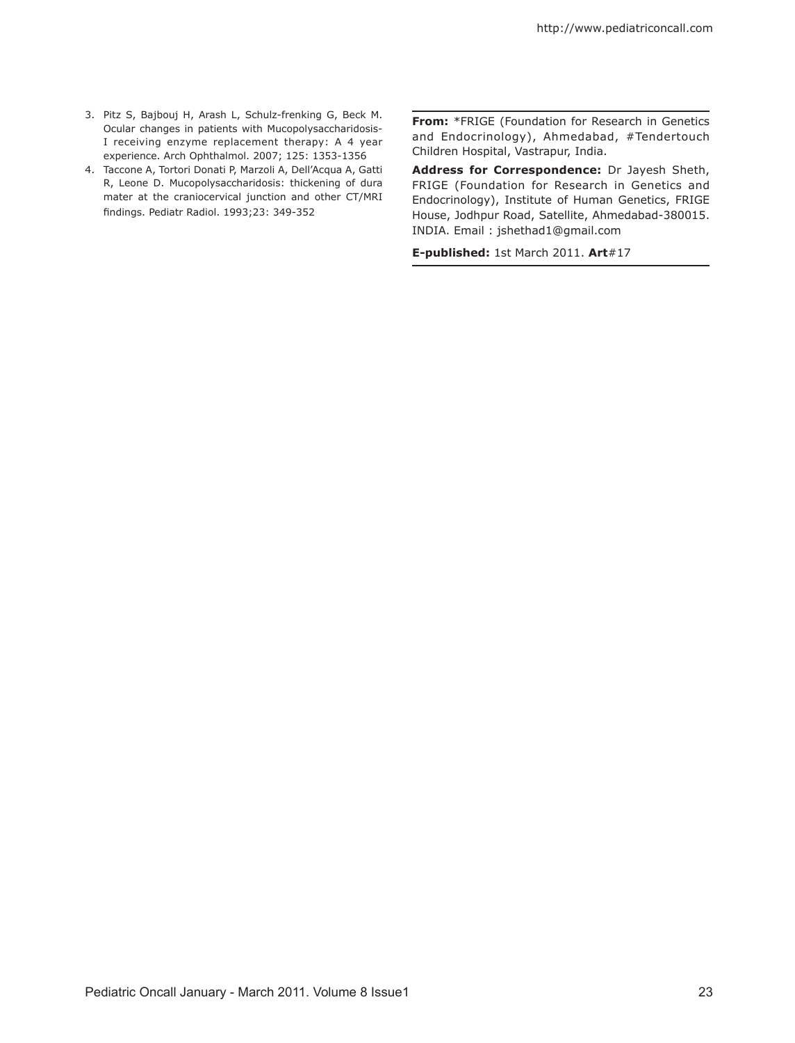3. Pitz S, Bajbouj H, Arash L, Schulz-frenking G, Beck M. Ocular changes in patients with Mucopolysaccharidosis-I receiving enzyme replacement therapy: A 4 year experience. Arch Ophthalmol. 2007; 125: 1353-1356
4. Taccone A, Tortori Donati P, Marzoli A, Dell'Acqua A, Gatti R, Leone D. Mucopolysaccharidosis: thickening of dura mater at the craniocervical junction and other CT/MRI findings. Pediatr Radiol. 1993;23: 349-352

**From:** *FRIGE (Foundation for Research in Genetics and Endocrinology), Ahmedabad, #Tendertouch Children Hospital, Vastrapur, India.

**Address for Correspondence:** Dr Jayesh Sheth, FRIGE (Foundation for Research in Genetics and Endocrinology), Institute of Human Genetics, FRIGE House, Jodhpur Road, Satellite, Ahmedabad-380015. INDIA. Email : jshethad1@gmail.com

**E-published:** 1st March 2011. **Art**#17